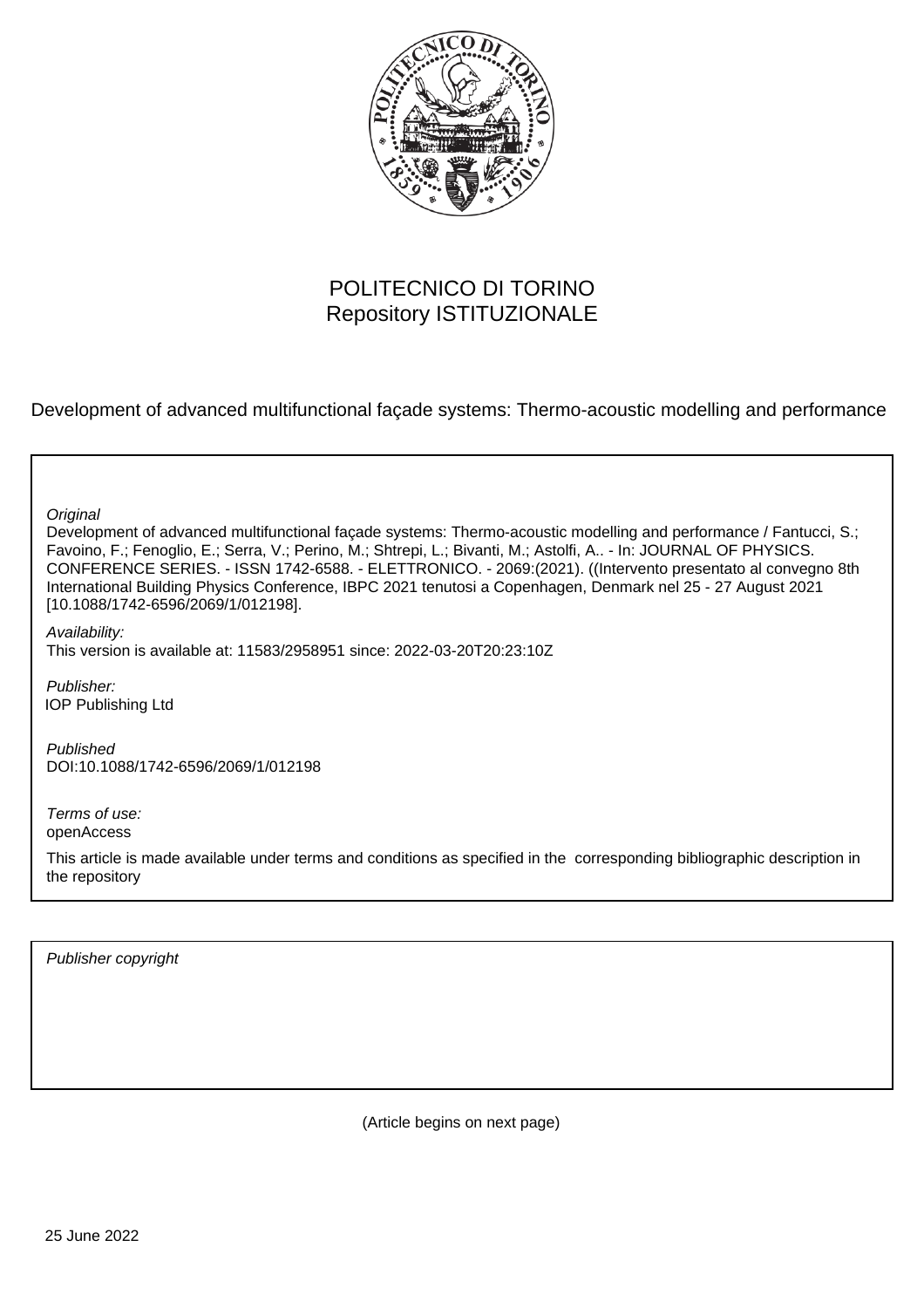POLITECNICO DI TORINO
Repository ISTITUZIONALE

Development of advanced multifunctional façade systems: Thermo-acoustic modelling and performance

*Original*
Development of advanced multifunctional façade systems: Thermo-acoustic modelling and performance / Fantucci, S.; Favoino, F.; Fenoglio, E.; Serra, V.; Perino, M.; Shtrepi, L.; Bivanti, M.; Astolfi, A.. - In: JOURNAL OF PHYSICS. CONFERENCE SERIES. - ISSN 1742-6588. - ELETTRONICO. - 2069:(2021). ((Intervento presentato al convegno 8th International Building Physics Conference, IBPC 2021 tenutosi a Copenhagen, Denmark nel 25 - 27 August 2021 [10.1088/1742-6596/2069/1/012198].

*Availability:*
This version is available at: 11583/2958951 since: 2022-03-20T20:23:10Z

*Publisher:*
IOP Publishing Ltd

*Published*
DOI:10.1088/1742-6596/2069/1/012198

*Terms of use:*
openAccess

This article is made available under terms and conditions as specified in the corresponding bibliographic description in the repository

*Publisher copyright*

(Article begins on next page)

25 June 2022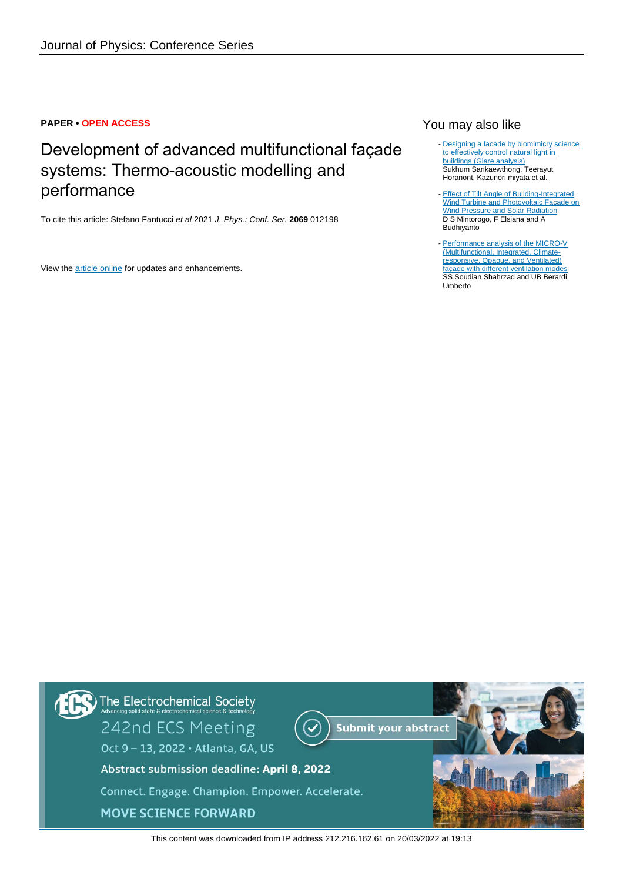Journal of Physics: Conference Series

**PAPER** • **OPEN ACCESS**

# Development of advanced multifunctional façade systems: Thermo-acoustic modelling and performance

To cite this article: Stefano Fantucci *et al* 2021 *J. Phys.: Conf. Ser.* **2069** 012198

View the article online for updates and enhancements.

## You may also like

- Designing a facade by biomimicry science to effectively control natural light in buildings (Glare analysis)
  Sukhum Sankaewthong, Teerayut Horanont, Kazunori miyata et al.

- Effect of Tilt Angle of Building-Integrated Wind Turbine and Photovoltaic Façade on Wind Pressure and Solar Radiation
  D S Mintorogo, F Elsiana and A Budhiyanto

- Performance analysis of the MICRO-V (Multifunctional, Integrated, Climate-responsive, Opaque, and Ventilated) façade with different ventilation modes
  SS Soudian Shahrzad and UB Berardi Umberto

The Electrochemical Society
Advancing solid state & electrochemical science & technology

242nd ECS Meeting

Oct 9 – 13, 2022 • Atlanta, GA, US

Abstract submission deadline: **April 8, 2022**

Connect. Engage. Champion. Empower. Accelerate.

MOVE SCIENCE FORWARD

Submit your abstract

This content was downloaded from IP address 212.216.162.61 on 20/03/2022 at 19:13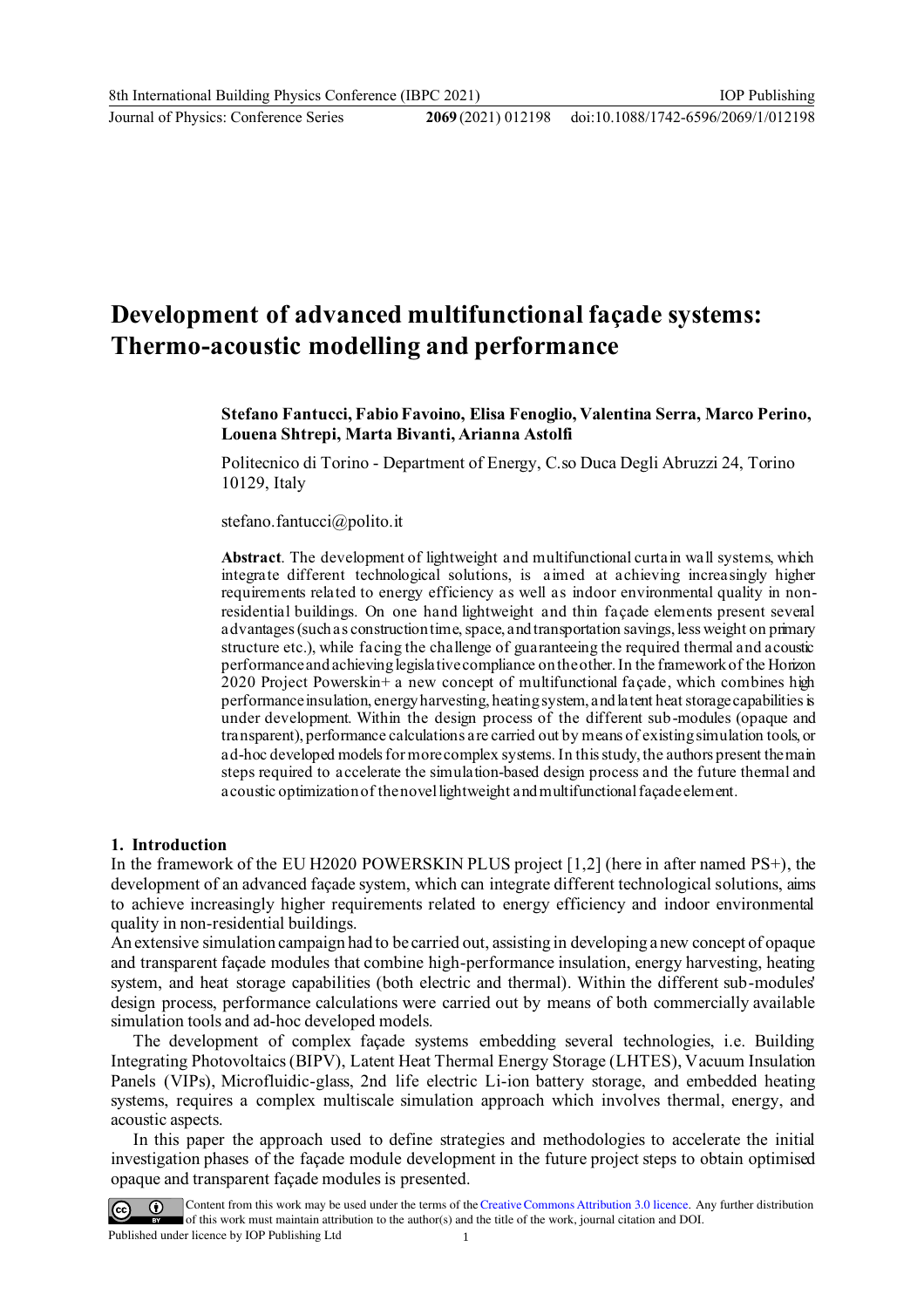# Development of advanced multifunctional façade systems: Thermo-acoustic modelling and performance

**Stefano Fantucci, Fabio Favoino, Elisa Fenoglio, Valentina Serra, Marco Perino, Louena Shtrepi, Marta Bivanti, Arianna Astolfi**

Politecnico di Torino - Department of Energy, C.so Duca Degli Abruzzi 24, Torino 10129, Italy

stefano.fantucci@polito.it

**Abstract**. The development of lightweight and multifunctional curtain wall systems, which integrate different technological solutions, is aimed at achieving increasingly higher requirements related to energy efficiency as well as indoor environmental quality in non-residential buildings. On one hand lightweight and thin façade elements present several advantages (such as construction time, space, and transportation savings, less weight on primary structure etc.), while facing the challenge of guaranteeing the required thermal and acoustic performance and achieving legislative compliance on the other. In the framework of the Horizon 2020 Project Powerskin+ a new concept of multifunctional façade, which combines high performance insulation, energy harvesting, heating system, and latent heat storage capabilities is under development. Within the design process of the different sub-modules (opaque and transparent), performance calculations are carried out by means of existing simulation tools, or ad-hoc developed models for more complex systems. In this study, the authors present the main steps required to accelerate the simulation-based design process and the future thermal and acoustic optimization of the novel lightweight and multifunctional façade element.

## 1. Introduction

In the framework of the EU H2020 POWERSKIN PLUS project [1,2] (here in after named PS+), the development of an advanced façade system, which can integrate different technological solutions, aims to achieve increasingly higher requirements related to energy efficiency and indoor environmental quality in non-residential buildings.

An extensive simulation campaign had to be carried out, assisting in developing a new concept of opaque and transparent façade modules that combine high-performance insulation, energy harvesting, heating system, and heat storage capabilities (both electric and thermal). Within the different sub-modules' design process, performance calculations were carried out by means of both commercially available simulation tools and ad-hoc developed models.

The development of complex façade systems embedding several technologies, i.e. Building Integrating Photovoltaics (BIPV), Latent Heat Thermal Energy Storage (LHTES), Vacuum Insulation Panels (VIPs), Microfluidic-glass, 2nd life electric Li-ion battery storage, and embedded heating systems, requires a complex multiscale simulation approach which involves thermal, energy, and acoustic aspects.

In this paper the approach used to define strategies and methodologies to accelerate the initial investigation phases of the façade module development in the future project steps to obtain optimised opaque and transparent façade modules is presented.

Content from this work may be used under the terms of the Creative Commons Attribution 3.0 licence. Any further distribution of this work must maintain attribution to the author(s) and the title of the work, journal citation and DOI.
Published under licence by IOP Publishing Ltd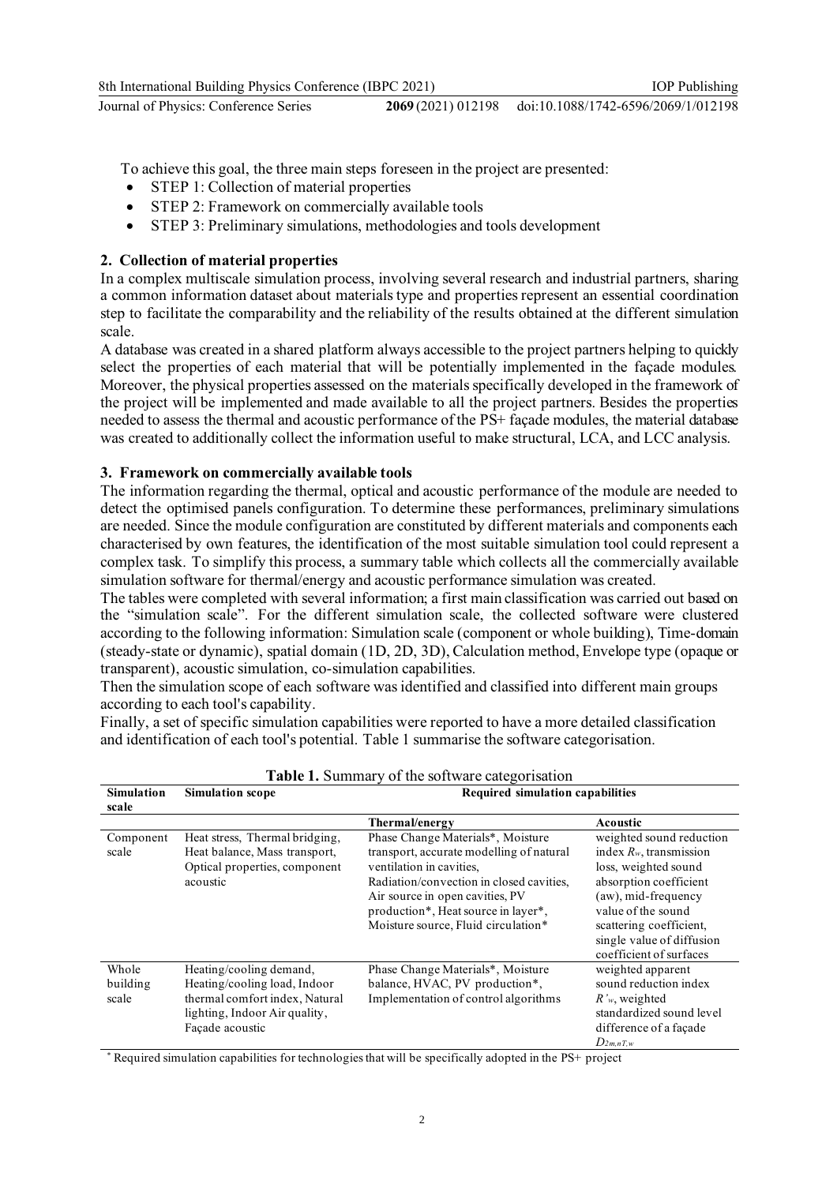To achieve this goal, the three main steps foreseen in the project are presented:

- STEP 1: Collection of material properties
- STEP 2: Framework on commercially available tools
- STEP 3: Preliminary simulations, methodologies and tools development

## 2. Collection of material properties

In a complex multiscale simulation process, involving several research and industrial partners, sharing a common information dataset about materials type and properties represent an essential coordination step to facilitate the comparability and the reliability of the results obtained at the different simulation scale.

A database was created in a shared platform always accessible to the project partners helping to quickly select the properties of each material that will be potentially implemented in the façade modules. Moreover, the physical properties assessed on the materials specifically developed in the framework of the project will be implemented and made available to all the project partners. Besides the properties needed to assess the thermal and acoustic performance of the PS+ façade modules, the material database was created to additionally collect the information useful to make structural, LCA, and LCC analysis.

## 3. Framework on commercially available tools

The information regarding the thermal, optical and acoustic performance of the module are needed to detect the optimised panels configuration. To determine these performances, preliminary simulations are needed. Since the module configuration are constituted by different materials and components each characterised by own features, the identification of the most suitable simulation tool could represent a complex task. To simplify this process, a summary table which collects all the commercially available simulation software for thermal/energy and acoustic performance simulation was created.

The tables were completed with several information; a first main classification was carried out based on the "simulation scale". For the different simulation scale, the collected software were clustered according to the following information: Simulation scale (component or whole building), Time-domain (steady-state or dynamic), spatial domain (1D, 2D, 3D), Calculation method, Envelope type (opaque or transparent), acoustic simulation, co-simulation capabilities.

Then the simulation scope of each software was identified and classified into different main groups according to each tool's capability.

Finally, a set of specific simulation capabilities were reported to have a more detailed classification and identification of each tool's potential. Table 1 summarise the software categorisation.

**Table 1.** Summary of the software categorisation

| Simulation scale | Simulation scope | Required simulation capabilities | |
|---|---|---|---|
| | | **Thermal/energy** | **Acoustic** |
| Component scale | Heat stress, Thermal bridging, Heat balance, Mass transport, Optical properties, component acoustic | Phase Change Materials*, Moisture transport, accurate modelling of natural ventilation in cavities, Radiation/convection in closed cavities, Air source in open cavities, PV production*, Heat source in layer*, Moisture source, Fluid circulation* | weighted sound reduction index $R_w$, transmission loss, weighted sound absorption coefficient (aw), mid-frequency value of the sound scattering coefficient, single value of diffusion coefficient of surfaces |
| Whole building scale | Heating/cooling demand, Heating/cooling load, Indoor thermal comfort index, Natural lighting, Indoor Air quality, Façade acoustic | Phase Change Materials*, Moisture balance, HVAC, PV production*, Implementation of control algorithms | weighted apparent sound reduction index $R'_w$, weighted standardized sound level difference of a façade $D_{2m,nT,w}$ |

\* Required simulation capabilities for technologies that will be specifically adopted in the PS+ project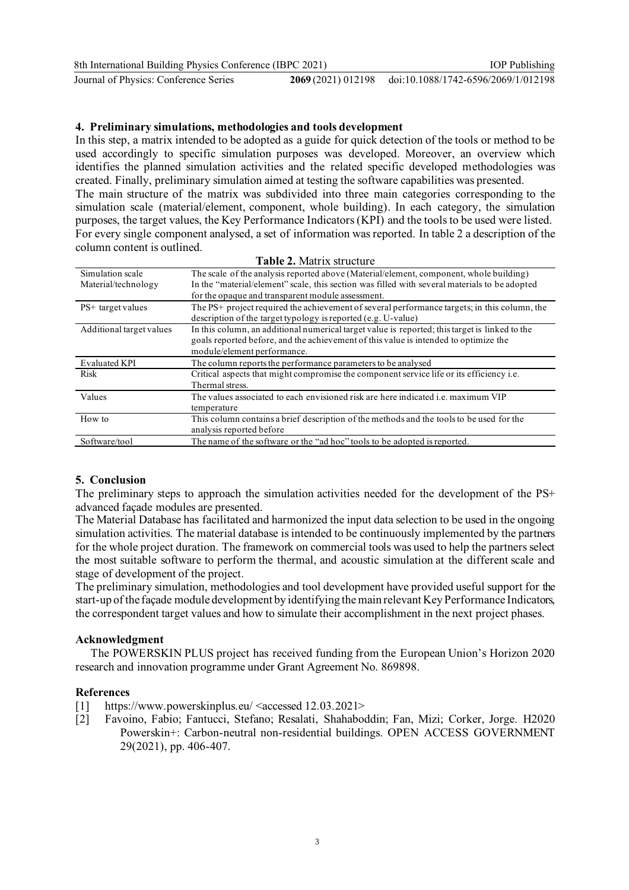## 4. Preliminary simulations, methodologies and tools development

In this step, a matrix intended to be adopted as a guide for quick detection of the tools or method to be used accordingly to specific simulation purposes was developed. Moreover, an overview which identifies the planned simulation activities and the related specific developed methodologies was created. Finally, preliminary simulation aimed at testing the software capabilities was presented.

The main structure of the matrix was subdivided into three main categories corresponding to the simulation scale (material/element, component, whole building). In each category, the simulation purposes, the target values, the Key Performance Indicators (KPI) and the tools to be used were listed. For every single component analysed, a set of information was reported. In table 2 a description of the column content is outlined.

**Table 2.** Matrix structure

| | |
|---|---|
| Simulation scale | The scale of the analysis reported above (Material/element, component, whole building) |
| Material/technology | In the "material/element" scale, this section was filled with several materials to be adopted for the opaque and transparent module assessment. |
| PS+ target values | The PS+ project required the achievement of several performance targets; in this column, the description of the target typology is reported (e.g. U-value) |
| Additional target values | In this column, an additional numerical target value is reported; this target is linked to the goals reported before, and the achievement of this value is intended to optimize the module/element performance. |
| Evaluated KPI | The column reports the performance parameters to be analysed |
| Risk | Critical aspects that might compromise the component service life or its efficiency i.e. Thermal stress. |
| Values | The values associated to each envisioned risk are here indicated i.e. maximum VIP temperature |
| How to | This column contains a brief description of the methods and the tools to be used for the analysis reported before |
| Software/tool | The name of the software or the "ad hoc" tools to be adopted is reported. |

## 5. Conclusion

The preliminary steps to approach the simulation activities needed for the development of the PS+ advanced façade modules are presented.

The Material Database has facilitated and harmonized the input data selection to be used in the ongoing simulation activities. The material database is intended to be continuously implemented by the partners for the whole project duration. The framework on commercial tools was used to help the partners select the most suitable software to perform the thermal, and acoustic simulation at the different scale and stage of development of the project.

The preliminary simulation, methodologies and tool development have provided useful support for the start-up of the façade module development by identifying the main relevant Key Performance Indicators, the correspondent target values and how to simulate their accomplishment in the next project phases.

### Acknowledgment

The POWERSKIN PLUS project has received funding from the European Union's Horizon 2020 research and innovation programme under Grant Agreement No. 869898.

### References

[1] https://www.powerskinplus.eu/ <accessed 12.03.2021>

[2] Favoino, Fabio; Fantucci, Stefano; Resalati, Shahaboddin; Fan, Mizi; Corker, Jorge. H2020 Powerskin+: Carbon-neutral non-residential buildings. OPEN ACCESS GOVERNMENT 29(2021), pp. 406-407.